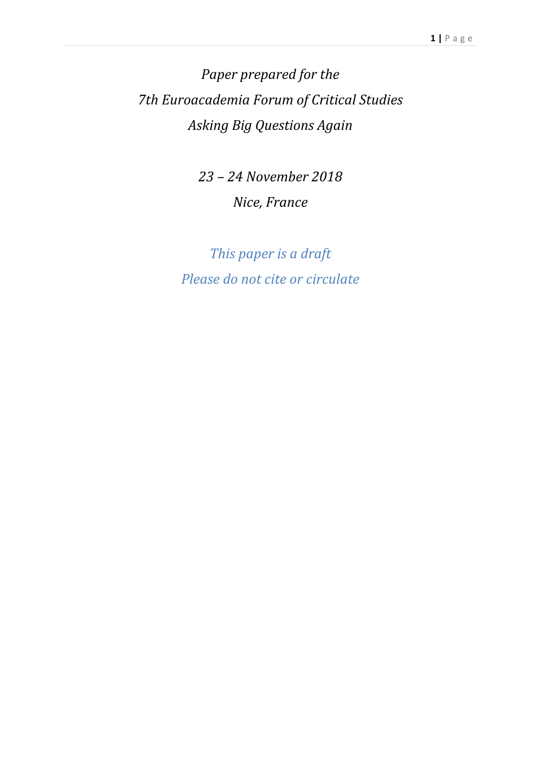*Paper prepared for the*

*7th Euroacademia Forum of Critical Studies*

*Asking Big Questions Again*

*23 – 24 November 2018*

*Nice, France*

*This paper is a draft*

*Please do not cite or circulate*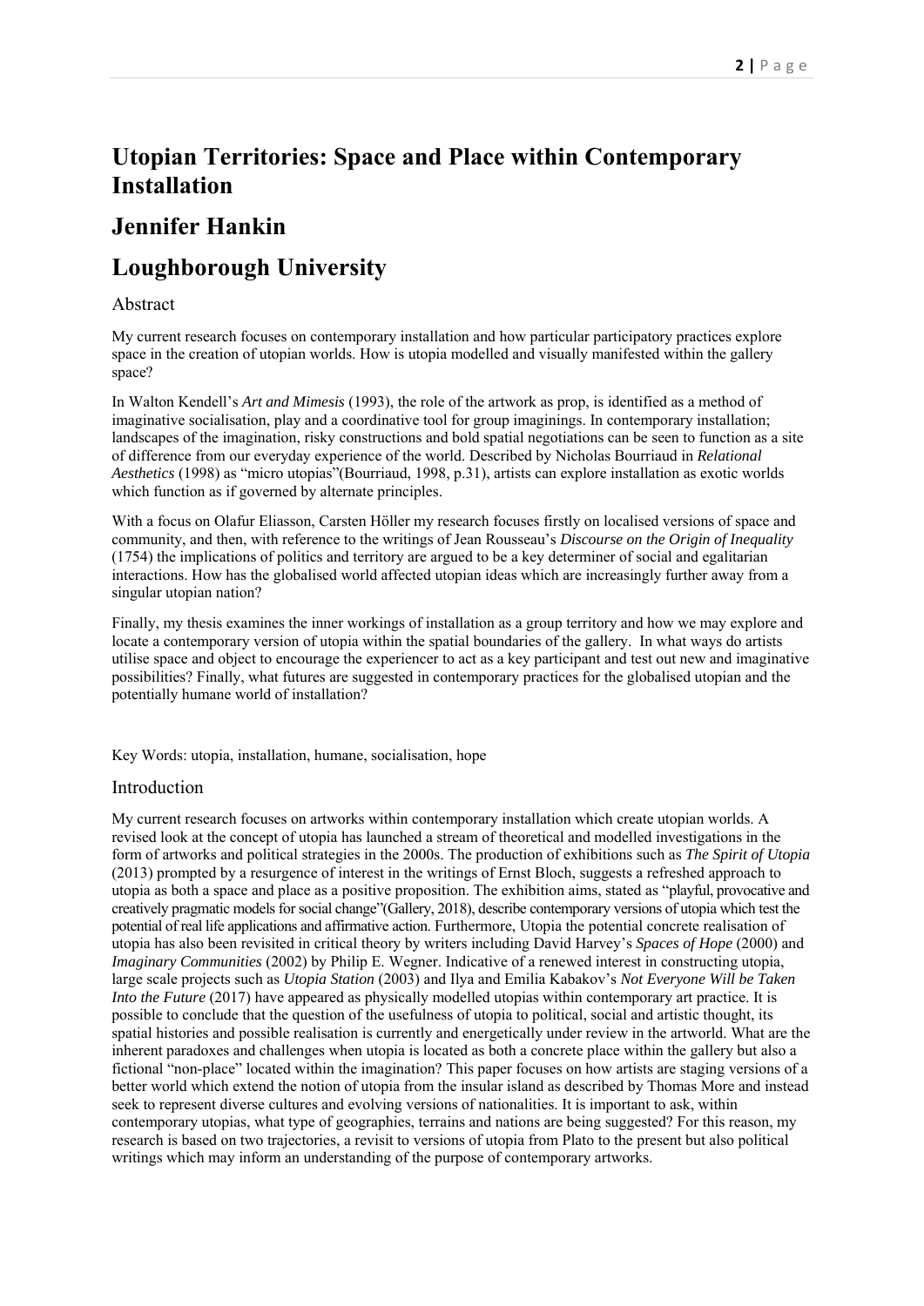# Utopian Territories: Space and Place within Contemporary Installation

# Jennifer Hankin

# Loughborough University

## Abstract

My current research focuses on contemporary installation and how particular participatory practices explore space in the creation of utopian worlds. How is utopia modelled and visually manifested within the gallery space?

In Walton Kendell's *Art and Mimesis* (1993), the role of the artwork as prop, is identified as a method of imaginative socialisation, play and a coordinative tool for group imaginings. In contemporary installation; landscapes of the imagination, risky constructions and bold spatial negotiations can be seen to function as a site of difference from our everyday experience of the world. Described by Nicholas Bourriaud in *Relational Aesthetics* (1998) as "micro utopias"(Bourriaud, 1998, p.31), artists can explore installation as exotic worlds which function as if governed by alternate principles.

With a focus on Olafur Eliasson, Carsten Höller my research focuses firstly on localised versions of space and community, and then, with reference to the writings of Jean Rousseau's *Discourse on the Origin of Inequality* (1754) the implications of politics and territory are argued to be a key determiner of social and egalitarian interactions. How has the globalised world affected utopian ideas which are increasingly further away from a singular utopian nation?

Finally, my thesis examines the inner workings of installation as a group territory and how we may explore and locate a contemporary version of utopia within the spatial boundaries of the gallery. In what ways do artists utilise space and object to encourage the experiencer to act as a key participant and test out new and imaginative possibilities? Finally, what futures are suggested in contemporary practices for the globalised utopian and the potentially humane world of installation?

Key Words: utopia, installation, humane, socialisation, hope

## Introduction

My current research focuses on artworks within contemporary installation which create utopian worlds. A revised look at the concept of utopia has launched a stream of theoretical and modelled investigations in the form of artworks and political strategies in the 2000s. The production of exhibitions such as *The Spirit of Utopia* (2013) prompted by a resurgence of interest in the writings of Ernst Bloch, suggests a refreshed approach to utopia as both a space and place as a positive proposition. The exhibition aims, stated as "playful, provocative and creatively pragmatic models for social change"(Gallery, 2018), describe contemporary versions of utopia which test the potential of real life applications and affirmative action. Furthermore, Utopia the potential concrete realisation of utopia has also been revisited in critical theory by writers including David Harvey's *Spaces of Hope* (2000) and *Imaginary Communities* (2002) by Philip E. Wegner. Indicative of a renewed interest in constructing utopia, large scale projects such as *Utopia Station* (2003) and Ilya and Emilia Kabakov's *Not Everyone Will be Taken Into the Future* (2017) have appeared as physically modelled utopias within contemporary art practice. It is possible to conclude that the question of the usefulness of utopia to political, social and artistic thought, its spatial histories and possible realisation is currently and energetically under review in the artworld. What are the inherent paradoxes and challenges when utopia is located as both a concrete place within the gallery but also a fictional "non-place" located within the imagination? This paper focuses on how artists are staging versions of a better world which extend the notion of utopia from the insular island as described by Thomas More and instead seek to represent diverse cultures and evolving versions of nationalities. It is important to ask, within contemporary utopias, what type of geographies, terrains and nations are being suggested? For this reason, my research is based on two trajectories, a revisit to versions of utopia from Plato to the present but also political writings which may inform an understanding of the purpose of contemporary artworks.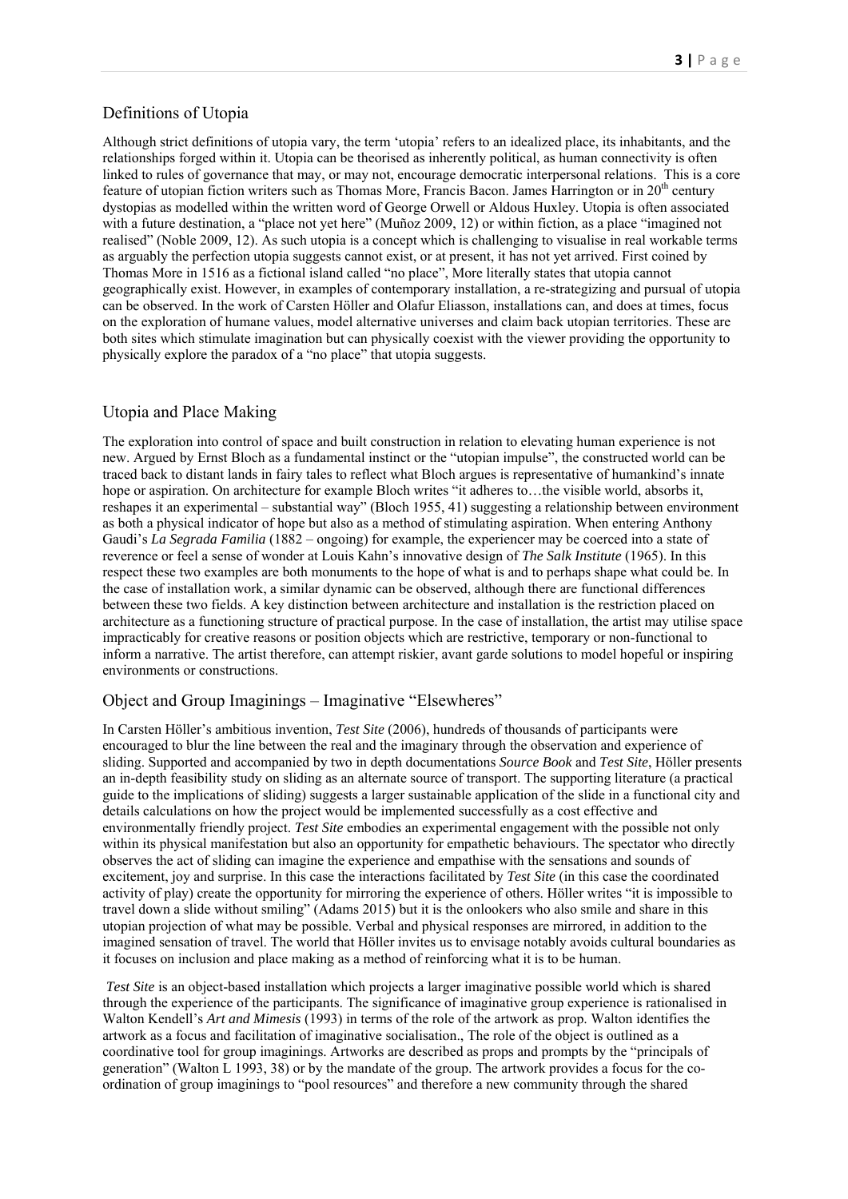## Definitions of Utopia

Although strict definitions of utopia vary, the term 'utopia' refers to an idealized place, its inhabitants, and the relationships forged within it. Utopia can be theorised as inherently political, as human connectivity is often linked to rules of governance that may, or may not, encourage democratic interpersonal relations. This is a core feature of utopian fiction writers such as Thomas More, Francis Bacon. James Harrington or in 20th century dystopias as modelled within the written word of George Orwell or Aldous Huxley. Utopia is often associated with a future destination, a "place not yet here" (Muñoz 2009, 12) or within fiction, as a place "imagined not realised" (Noble 2009, 12). As such utopia is a concept which is challenging to visualise in real workable terms as arguably the perfection utopia suggests cannot exist, or at present, it has not yet arrived. First coined by Thomas More in 1516 as a fictional island called "no place", More literally states that utopia cannot geographically exist. However, in examples of contemporary installation, a re-strategizing and pursual of utopia can be observed. In the work of Carsten Höller and Olafur Eliasson, installations can, and does at times, focus on the exploration of humane values, model alternative universes and claim back utopian territories. These are both sites which stimulate imagination but can physically coexist with the viewer providing the opportunity to physically explore the paradox of a "no place" that utopia suggests.

## Utopia and Place Making

The exploration into control of space and built construction in relation to elevating human experience is not new. Argued by Ernst Bloch as a fundamental instinct or the "utopian impulse", the constructed world can be traced back to distant lands in fairy tales to reflect what Bloch argues is representative of humankind's innate hope or aspiration. On architecture for example Bloch writes "it adheres to…the visible world, absorbs it, reshapes it an experimental – substantial way" (Bloch 1955, 41) suggesting a relationship between environment as both a physical indicator of hope but also as a method of stimulating aspiration. When entering Anthony Gaudi's *La Segrada Familia* (1882 – ongoing) for example, the experiencer may be coerced into a state of reverence or feel a sense of wonder at Louis Kahn's innovative design of *The Salk Institute* (1965). In this respect these two examples are both monuments to the hope of what is and to perhaps shape what could be. In the case of installation work, a similar dynamic can be observed, although there are functional differences between these two fields. A key distinction between architecture and installation is the restriction placed on architecture as a functioning structure of practical purpose. In the case of installation, the artist may utilise space impractically for creative reasons or position objects which are restrictive, temporary or non-functional to inform a narrative. The artist therefore, can attempt riskier, avant garde solutions to model hopeful or inspiring environments or constructions.

## Object and Group Imaginings – Imaginative "Elsewheres"

In Carsten Höller's ambitious invention, *Test Site* (2006), hundreds of thousands of participants were encouraged to blur the line between the real and the imaginary through the observation and experience of sliding. Supported and accompanied by two in depth documentations *Source Book* and *Test Site*, Höller presents an in-depth feasibility study on sliding as an alternate source of transport. The supporting literature (a practical guide to the implications of sliding) suggests a larger sustainable application of the slide in a functional city and details calculations on how the project would be implemented successfully as a cost effective and environmentally friendly project. *Test Site* embodies an experimental engagement with the possible not only within its physical manifestation but also an opportunity for empathetic behaviours. The spectator who directly observes the act of sliding can imagine the experience and empathise with the sensations and sounds of excitement, joy and surprise. In this case the interactions facilitated by *Test Site* (in this case the coordinated activity of play) create the opportunity for mirroring the experience of others. Höller writes "it is impossible to travel down a slide without smiling" (Adams 2015) but it is the onlookers who also smile and share in this utopian projection of what may be possible. Verbal and physical responses are mirrored, in addition to the imagined sensation of travel. The world that Höller invites us to envisage notably avoids cultural boundaries as it focuses on inclusion and place making as a method of reinforcing what it is to be human.

*Test Site* is an object-based installation which projects a larger imaginative possible world which is shared through the experience of the participants. The significance of imaginative group experience is rationalised in Walton Kendell's *Art and Mimesis* (1993) in terms of the role of the artwork as prop. Walton identifies the artwork as a focus and facilitation of imaginative socialisation., The role of the object is outlined as a coordinative tool for group imaginings. Artworks are described as props and prompts by the "principals of generation" (Walton L 1993, 38) or by the mandate of the group. The artwork provides a focus for the co-ordination of group imaginings to "pool resources" and therefore a new community through the shared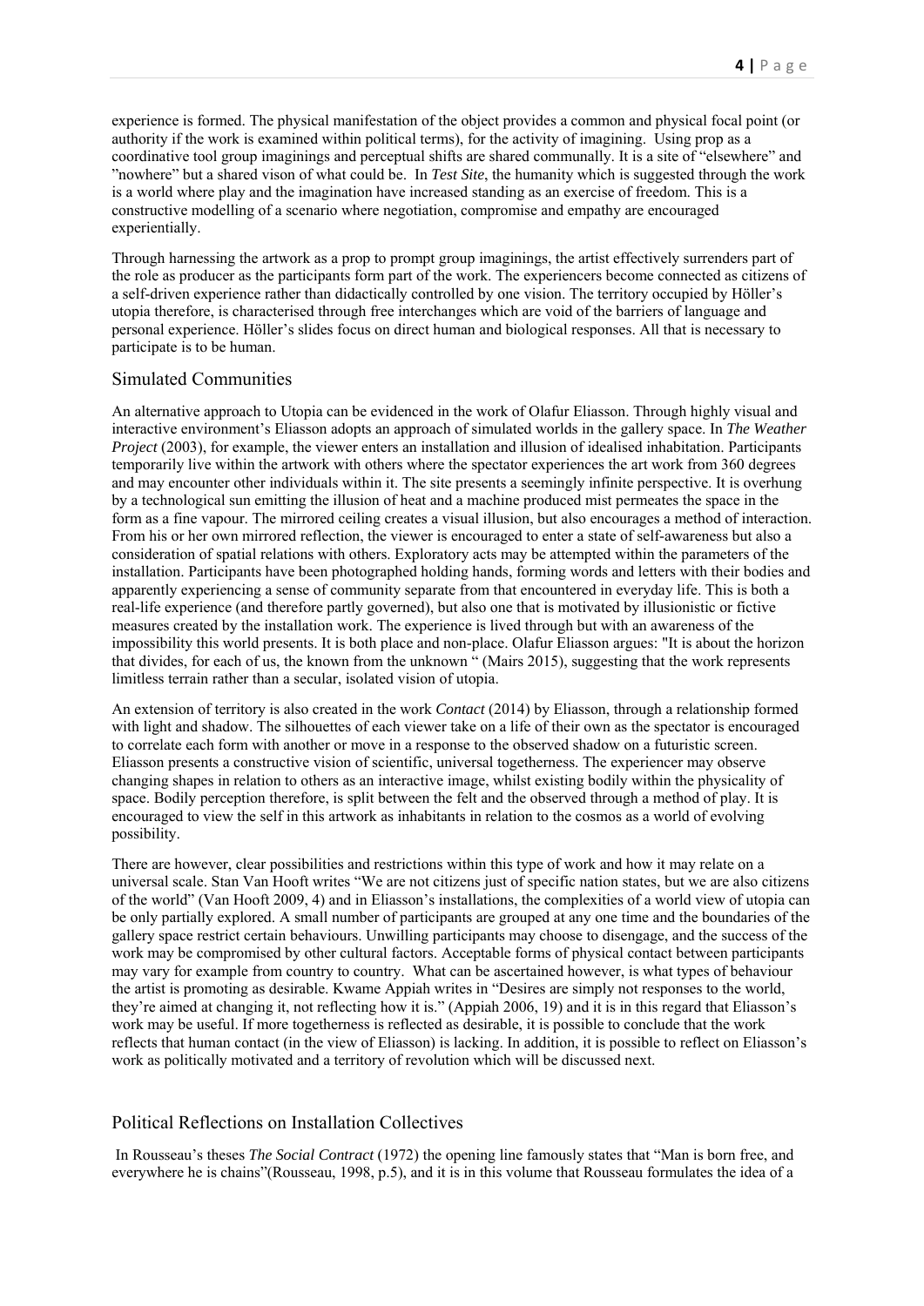experience is formed. The physical manifestation of the object provides a common and physical focal point (or authority if the work is examined within political terms), for the activity of imagining. Using prop as a coordinative tool group imaginings and perceptual shifts are shared communally. It is a site of "elsewhere" and "nowhere" but a shared vison of what could be. In *Test Site*, the humanity which is suggested through the work is a world where play and the imagination have increased standing as an exercise of freedom. This is a constructive modelling of a scenario where negotiation, compromise and empathy are encouraged experientially.

Through harnessing the artwork as a prop to prompt group imaginings, the artist effectively surrenders part of the role as producer as the participants form part of the work. The experiencers become connected as citizens of a self-driven experience rather than didactically controlled by one vision. The territory occupied by Höller's utopia therefore, is characterised through free interchanges which are void of the barriers of language and personal experience. Höller's slides focus on direct human and biological responses. All that is necessary to participate is to be human.

## Simulated Communities

An alternative approach to Utopia can be evidenced in the work of Olafur Eliasson. Through highly visual and interactive environment's Eliasson adopts an approach of simulated worlds in the gallery space. In *The Weather Project* (2003), for example, the viewer enters an installation and illusion of idealised inhabitation. Participants temporarily live within the artwork with others where the spectator experiences the art work from 360 degrees and may encounter other individuals within it. The site presents a seemingly infinite perspective. It is overhung by a technological sun emitting the illusion of heat and a machine produced mist permeates the space in the form as a fine vapour. The mirrored ceiling creates a visual illusion, but also encourages a method of interaction. From his or her own mirrored reflection, the viewer is encouraged to enter a state of self-awareness but also a consideration of spatial relations with others. Exploratory acts may be attempted within the parameters of the installation. Participants have been photographed holding hands, forming words and letters with their bodies and apparently experiencing a sense of community separate from that encountered in everyday life. This is both a real-life experience (and therefore partly governed), but also one that is motivated by illusionistic or fictive measures created by the installation work. The experience is lived through but with an awareness of the impossibility this world presents. It is both place and non-place. Olafur Eliasson argues: "It is about the horizon that divides, for each of us, the known from the unknown " (Mairs 2015), suggesting that the work represents limitless terrain rather than a secular, isolated vision of utopia.

An extension of territory is also created in the work *Contact* (2014) by Eliasson, through a relationship formed with light and shadow. The silhouettes of each viewer take on a life of their own as the spectator is encouraged to correlate each form with another or move in a response to the observed shadow on a futuristic screen. Eliasson presents a constructive vision of scientific, universal togetherness. The experiencer may observe changing shapes in relation to others as an interactive image, whilst existing bodily within the physicality of space. Bodily perception therefore, is split between the felt and the observed through a method of play. It is encouraged to view the self in this artwork as inhabitants in relation to the cosmos as a world of evolving possibility.

There are however, clear possibilities and restrictions within this type of work and how it may relate on a universal scale. Stan Van Hooft writes "We are not citizens just of specific nation states, but we are also citizens of the world" (Van Hooft 2009, 4) and in Eliasson's installations, the complexities of a world view of utopia can be only partially explored. A small number of participants are grouped at any one time and the boundaries of the gallery space restrict certain behaviours. Unwilling participants may choose to disengage, and the success of the work may be compromised by other cultural factors. Acceptable forms of physical contact between participants may vary for example from country to country. What can be ascertained however, is what types of behaviour the artist is promoting as desirable. Kwame Appiah writes in "Desires are simply not responses to the world, they're aimed at changing it, not reflecting how it is." (Appiah 2006, 19) and it is in this regard that Eliasson's work may be useful. If more togetherness is reflected as desirable, it is possible to conclude that the work reflects that human contact (in the view of Eliasson) is lacking. In addition, it is possible to reflect on Eliasson's work as politically motivated and a territory of revolution which will be discussed next.

## Political Reflections on Installation Collectives

In Rousseau's theses *The Social Contract* (1972) the opening line famously states that "Man is born free, and everywhere he is chains"(Rousseau, 1998, p.5), and it is in this volume that Rousseau formulates the idea of a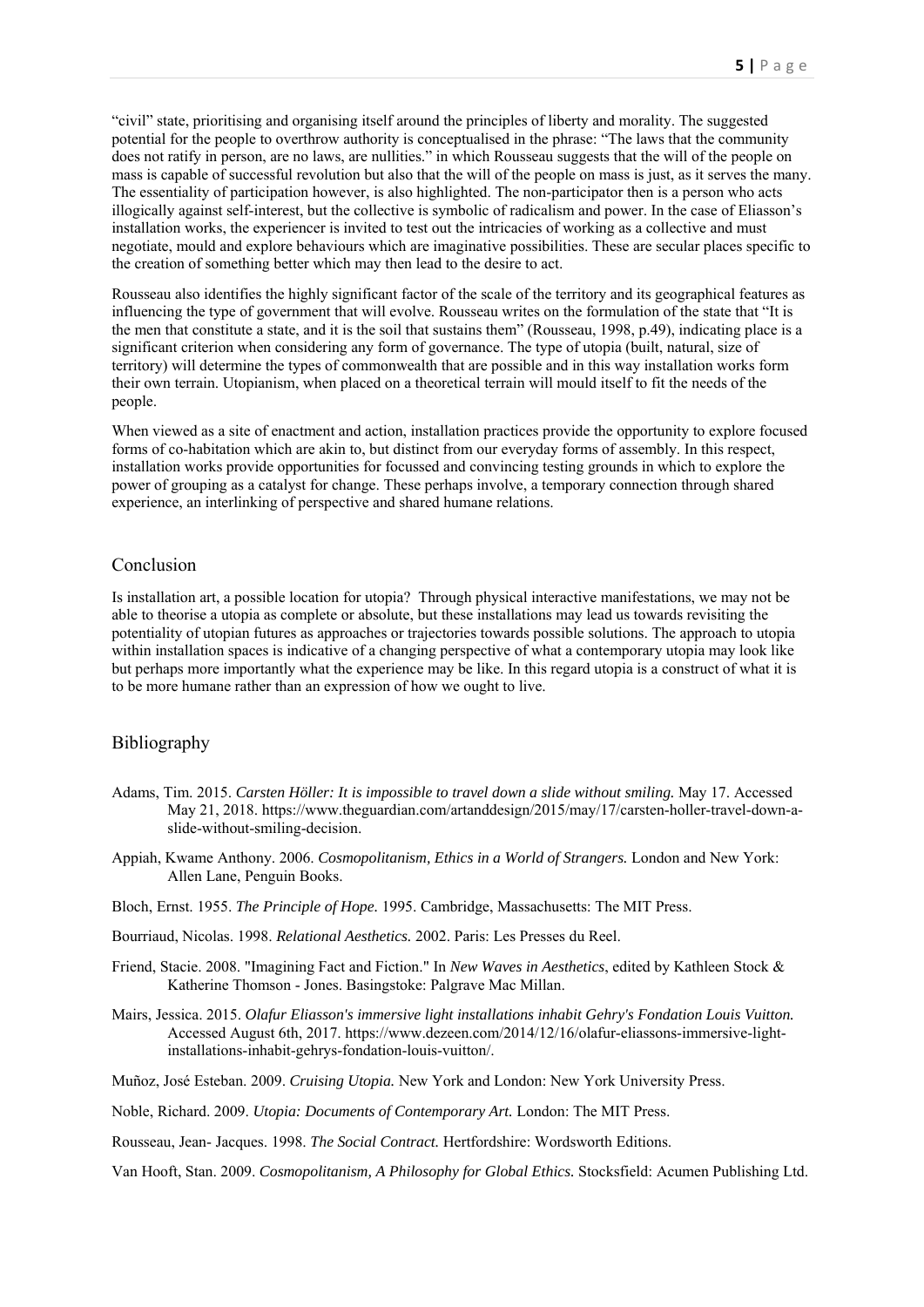"civil" state, prioritising and organising itself around the principles of liberty and morality. The suggested potential for the people to overthrow authority is conceptualised in the phrase: "The laws that the community does not ratify in person, are no laws, are nullities." in which Rousseau suggests that the will of the people on mass is capable of successful revolution but also that the will of the people on mass is just, as it serves the many. The essentiality of participation however, is also highlighted. The non-participator then is a person who acts illogically against self-interest, but the collective is symbolic of radicalism and power. In the case of Eliasson's installation works, the experiencer is invited to test out the intricacies of working as a collective and must negotiate, mould and explore behaviours which are imaginative possibilities. These are secular places specific to the creation of something better which may then lead to the desire to act.

Rousseau also identifies the highly significant factor of the scale of the territory and its geographical features as influencing the type of government that will evolve. Rousseau writes on the formulation of the state that "It is the men that constitute a state, and it is the soil that sustains them" (Rousseau, 1998, p.49), indicating place is a significant criterion when considering any form of governance. The type of utopia (built, natural, size of territory) will determine the types of commonwealth that are possible and in this way installation works form their own terrain. Utopianism, when placed on a theoretical terrain will mould itself to fit the needs of the people.

When viewed as a site of enactment and action, installation practices provide the opportunity to explore focused forms of co-habitation which are akin to, but distinct from our everyday forms of assembly. In this respect, installation works provide opportunities for focussed and convincing testing grounds in which to explore the power of grouping as a catalyst for change. These perhaps involve, a temporary connection through shared experience, an interlinking of perspective and shared humane relations.

## Conclusion

Is installation art, a possible location for utopia? Through physical interactive manifestations, we may not be able to theorise a utopia as complete or absolute, but these installations may lead us towards revisiting the potentiality of utopian futures as approaches or trajectories towards possible solutions. The approach to utopia within installation spaces is indicative of a changing perspective of what a contemporary utopia may look like but perhaps more importantly what the experience may be like. In this regard utopia is a construct of what it is to be more humane rather than an expression of how we ought to live.

## Bibliography

Adams, Tim. 2015. *Carsten Höller: It is impossible to travel down a slide without smiling.* May 17. Accessed May 21, 2018. https://www.theguardian.com/artanddesign/2015/may/17/carsten-holler-travel-down-a-slide-without-smiling-decision.

Appiah, Kwame Anthony. 2006. *Cosmopolitanism, Ethics in a World of Strangers.* London and New York: Allen Lane, Penguin Books.

Bloch, Ernst. 1955. *The Principle of Hope.* 1995. Cambridge, Massachusetts: The MIT Press.

Bourriaud, Nicolas. 1998. *Relational Aesthetics.* 2002. Paris: Les Presses du Reel.

Friend, Stacie. 2008. "Imagining Fact and Fiction." In *New Waves in Aesthetics*, edited by Kathleen Stock & Katherine Thomson - Jones. Basingstoke: Palgrave Mac Millan.

Mairs, Jessica. 2015. *Olafur Eliasson's immersive light installations inhabit Gehry's Fondation Louis Vuitton.* Accessed August 6th, 2017. https://www.dezeen.com/2014/12/16/olafur-eliassons-immersive-light-installations-inhabit-gehrys-fondation-louis-vuitton/.

Muñoz, José Esteban. 2009. *Cruising Utopia.* New York and London: New York University Press.

Noble, Richard. 2009. *Utopia: Documents of Contemporary Art.* London: The MIT Press.

Rousseau, Jean- Jacques. 1998. *The Social Contract.* Hertfordshire: Wordsworth Editions.

Van Hooft, Stan. 2009. *Cosmopolitanism, A Philosophy for Global Ethics.* Stocksfield: Acumen Publishing Ltd.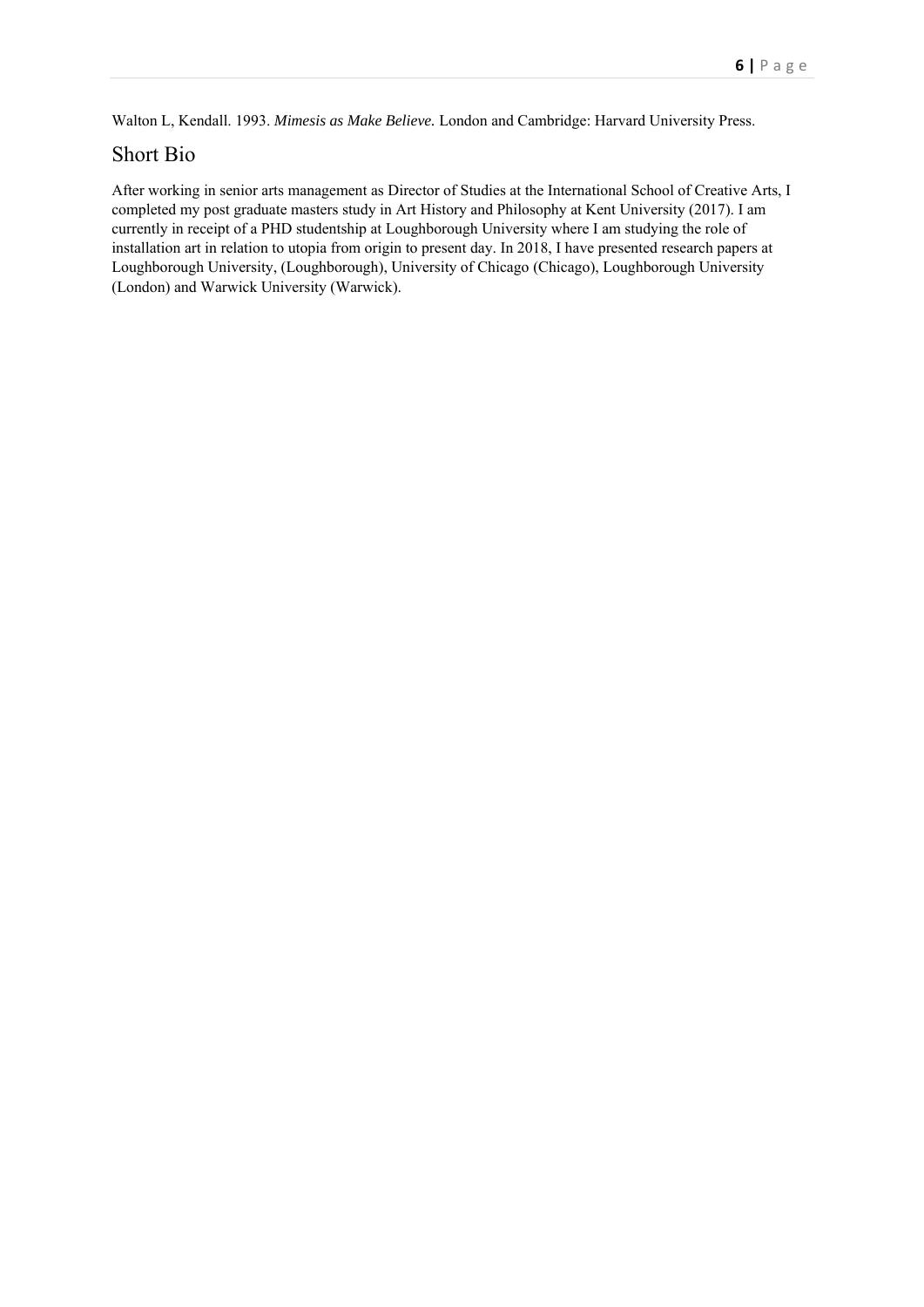Walton L, Kendall. 1993. *Mimesis as Make Believe.* London and Cambridge: Harvard University Press.

## Short Bio

After working in senior arts management as Director of Studies at the International School of Creative Arts, I completed my post graduate masters study in Art History and Philosophy at Kent University (2017). I am currently in receipt of a PHD studentship at Loughborough University where I am studying the role of installation art in relation to utopia from origin to present day. In 2018, I have presented research papers at Loughborough University, (Loughborough), University of Chicago (Chicago), Loughborough University (London) and Warwick University (Warwick).